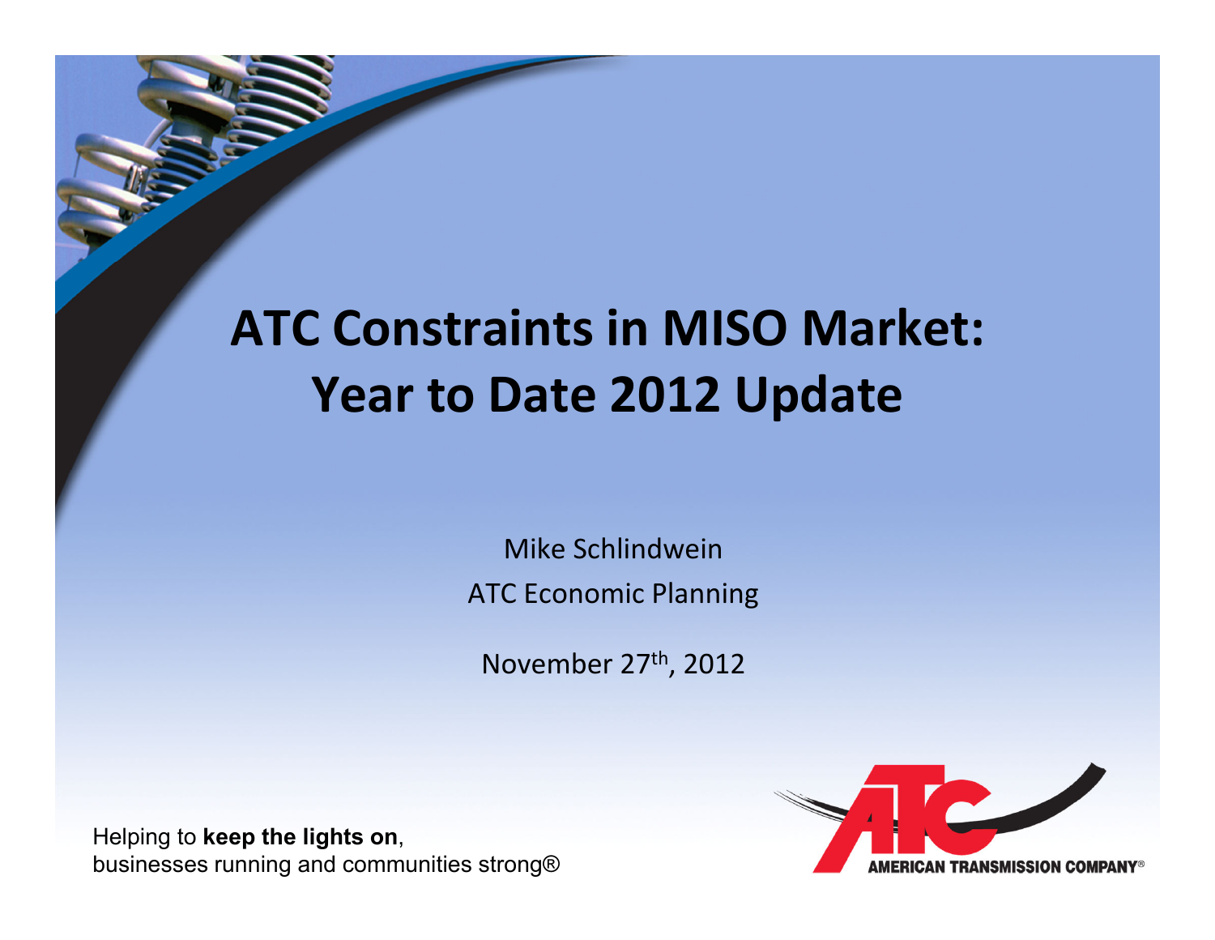# ATC Constraints in MISO Market: Year to Date 2012 Update

Mike Schlindwein

ATC Economic Planning

November 27th, 2012

Helping to **keep the lights on**,
businesses running and communities strong®

AMERICAN TRANSMISSION COMPANY®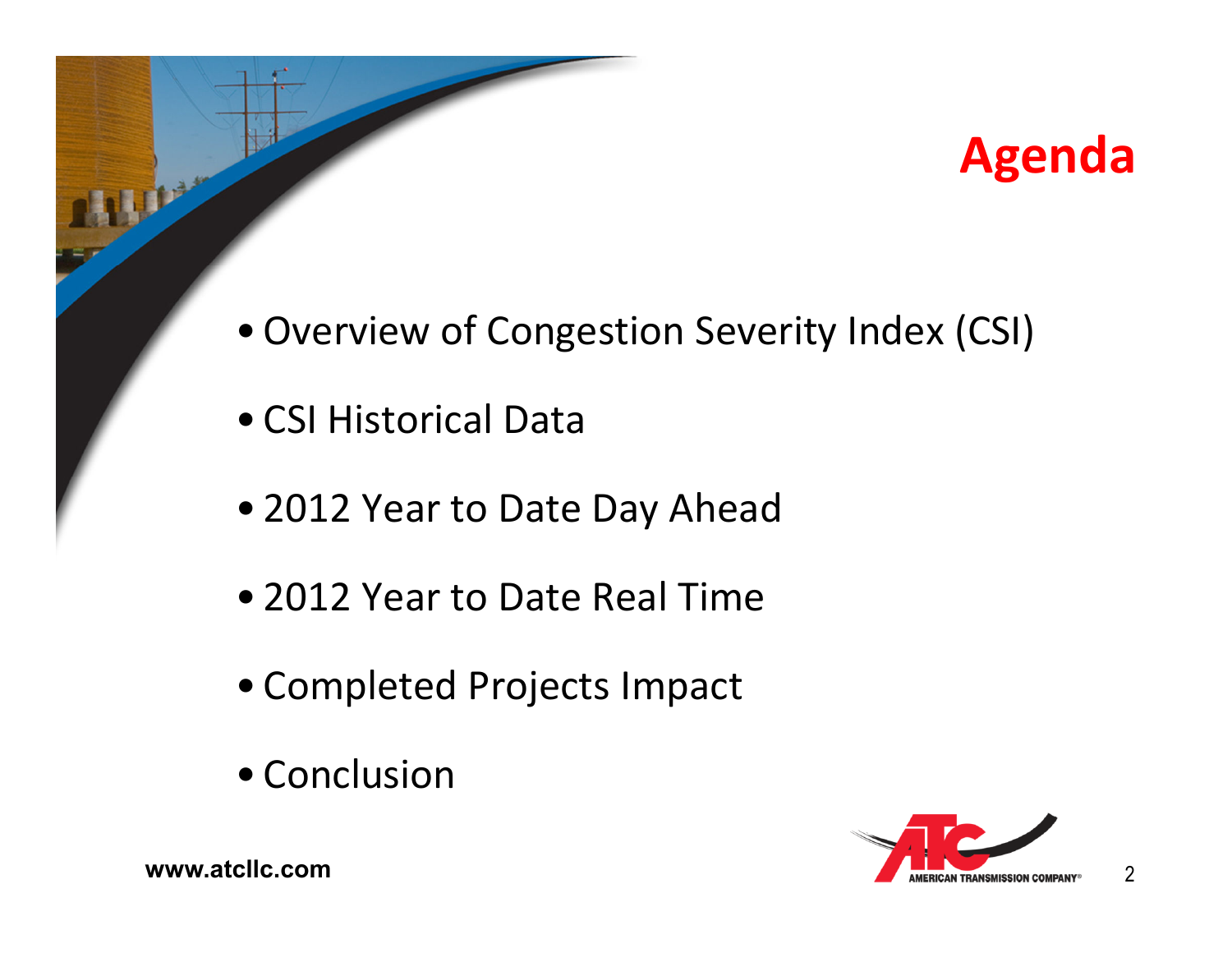# Agenda

- Overview of Congestion Severity Index (CSI)
- CSI Historical Data
- 2012 Year to Date Day Ahead
- 2012 Year to Date Real Time
- Completed Projects Impact
- Conclusion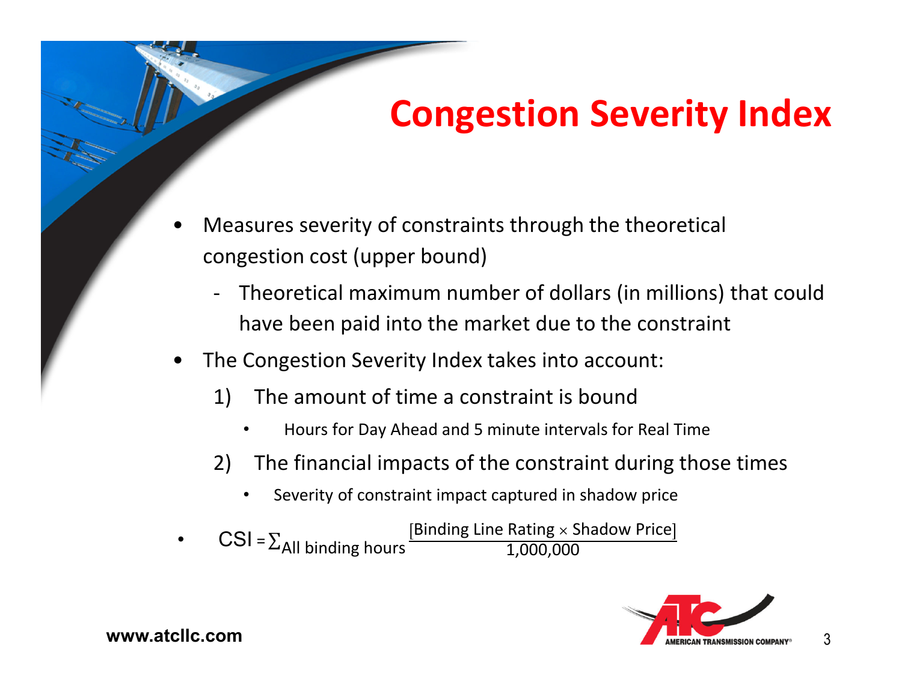# Congestion Severity Index

- Measures severity of constraints through the theoretical congestion cost (upper bound)
  - Theoretical maximum number of dollars (in millions) that could have been paid into the market due to the constraint
- The Congestion Severity Index takes into account:
  1) The amount of time a constraint is bound
     - Hours for Day Ahead and 5 minute intervals for Real Time
  2) The financial impacts of the constraint during those times
     - Severity of constraint impact captured in shadow price
- $$\text{CSI} = \sum_{\text{All binding hours}} \frac{[\text{Binding Line Rating} \times \text{Shadow Price}]}{1{,}000{,}000}$$

www.atcllc.com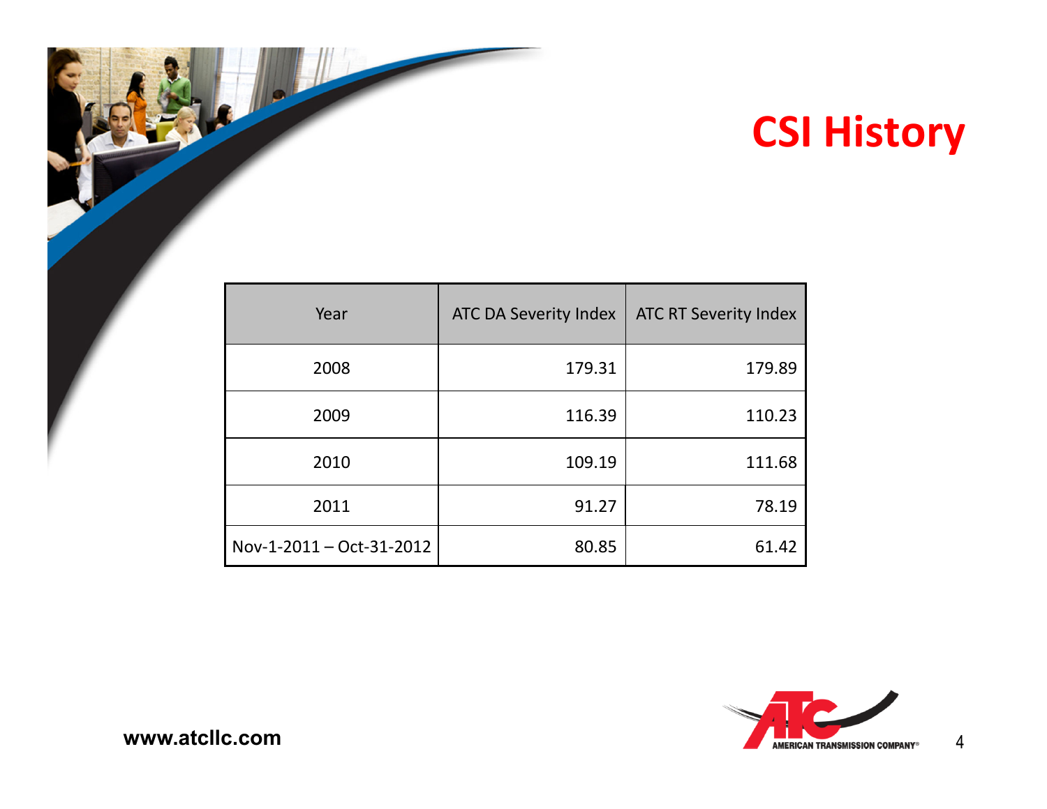# CSI History

| Year | ATC DA Severity Index | ATC RT Severity Index |
| --- | --- | --- |
| 2008 | 179.31 | 179.89 |
| 2009 | 116.39 | 110.23 |
| 2010 | 109.19 | 111.68 |
| 2011 | 91.27 | 78.19 |
| Nov-1-2011 – Oct-31-2012 | 80.85 | 61.42 |

www.atcllc.com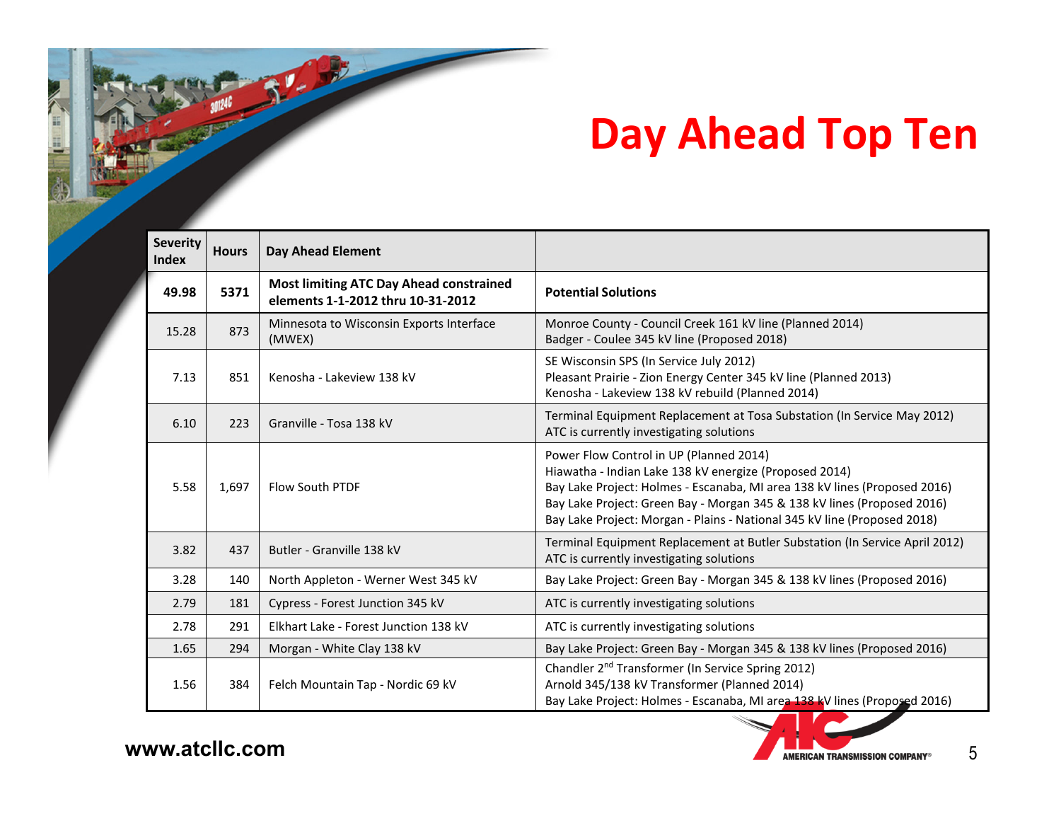# Day Ahead Top Ten

| Severity Index | Hours | Day Ahead Element | |
|---|---|---|---|
| **49.98** | **5371** | **Most limiting ATC Day Ahead constrained elements 1-1-2012 thru 10-31-2012** | **Potential Solutions** |
| 15.28 | 873 | Minnesota to Wisconsin Exports Interface (MWEX) | Monroe County - Council Creek 161 kV line (Planned 2014)<br>Badger - Coulee 345 kV line (Proposed 2018) |
| 7.13 | 851 | Kenosha - Lakeview 138 kV | SE Wisconsin SPS (In Service July 2012)<br>Pleasant Prairie - Zion Energy Center 345 kV line (Planned 2013)<br>Kenosha - Lakeview 138 kV rebuild (Planned 2014) |
| 6.10 | 223 | Granville - Tosa 138 kV | Terminal Equipment Replacement at Tosa Substation (In Service May 2012)<br>ATC is currently investigating solutions |
| 5.58 | 1,697 | Flow South PTDF | Power Flow Control in UP (Planned 2014)<br>Hiawatha - Indian Lake 138 kV energize (Proposed 2014)<br>Bay Lake Project: Holmes - Escanaba, MI area 138 kV lines (Proposed 2016)<br>Bay Lake Project: Green Bay - Morgan 345 & 138 kV lines (Proposed 2016)<br>Bay Lake Project: Morgan - Plains - National 345 kV line (Proposed 2018) |
| 3.82 | 437 | Butler - Granville 138 kV | Terminal Equipment Replacement at Butler Substation (In Service April 2012)<br>ATC is currently investigating solutions |
| 3.28 | 140 | North Appleton - Werner West 345 kV | Bay Lake Project: Green Bay - Morgan 345 & 138 kV lines (Proposed 2016) |
| 2.79 | 181 | Cypress - Forest Junction 345 kV | ATC is currently investigating solutions |
| 2.78 | 291 | Elkhart Lake - Forest Junction 138 kV | ATC is currently investigating solutions |
| 1.65 | 294 | Morgan - White Clay 138 kV | Bay Lake Project: Green Bay - Morgan 345 & 138 kV lines (Proposed 2016) |
| 1.56 | 384 | Felch Mountain Tap - Nordic 69 kV | Chandler 2nd Transformer (In Service Spring 2012)<br>Arnold 345/138 kV Transformer (Planned 2014)<br>Bay Lake Project: Holmes - Escanaba, MI area 138 kV lines (Proposed 2016) |

www.atcllc.com

AMERICAN TRANSMISSION COMPANY®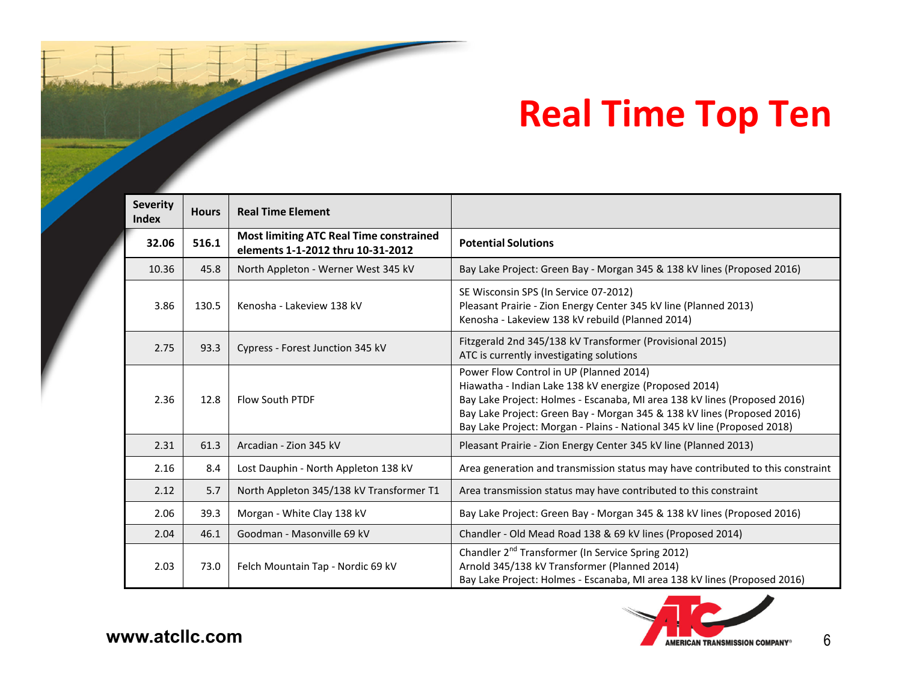# Real Time Top Ten

| Severity Index | Hours | Real Time Element | |
|---|---|---|---|
| **32.06** | **516.1** | **Most limiting ATC Real Time constrained elements 1-1-2012 thru 10-31-2012** | **Potential Solutions** |
| 10.36 | 45.8 | North Appleton - Werner West 345 kV | Bay Lake Project: Green Bay - Morgan 345 & 138 kV lines (Proposed 2016) |
| 3.86 | 130.5 | Kenosha - Lakeview 138 kV | SE Wisconsin SPS (In Service 07-2012)<br>Pleasant Prairie - Zion Energy Center 345 kV line (Planned 2013)<br>Kenosha - Lakeview 138 kV rebuild (Planned 2014) |
| 2.75 | 93.3 | Cypress - Forest Junction 345 kV | Fitzgerald 2nd 345/138 kV Transformer (Provisional 2015)<br>ATC is currently investigating solutions |
| 2.36 | 12.8 | Flow South PTDF | Power Flow Control in UP (Planned 2014)<br>Hiawatha - Indian Lake 138 kV energize (Proposed 2014)<br>Bay Lake Project: Holmes - Escanaba, MI area 138 kV lines (Proposed 2016)<br>Bay Lake Project: Green Bay - Morgan 345 & 138 kV lines (Proposed 2016)<br>Bay Lake Project: Morgan - Plains - National 345 kV line (Proposed 2018) |
| 2.31 | 61.3 | Arcadian - Zion 345 kV | Pleasant Prairie - Zion Energy Center 345 kV line (Planned 2013) |
| 2.16 | 8.4 | Lost Dauphin - North Appleton 138 kV | Area generation and transmission status may have contributed to this constraint |
| 2.12 | 5.7 | North Appleton 345/138 kV Transformer T1 | Area transmission status may have contributed to this constraint |
| 2.06 | 39.3 | Morgan - White Clay 138 kV | Bay Lake Project: Green Bay - Morgan 345 & 138 kV lines (Proposed 2016) |
| 2.04 | 46.1 | Goodman - Masonville 69 kV | Chandler - Old Mead Road 138 & 69 kV lines (Proposed 2014) |
| 2.03 | 73.0 | Felch Mountain Tap - Nordic 69 kV | Chandler 2nd Transformer (In Service Spring 2012)<br>Arnold 345/138 kV Transformer (Planned 2014)<br>Bay Lake Project: Holmes - Escanaba, MI area 138 kV lines (Proposed 2016) |

www.atcllc.com

AMERICAN TRANSMISSION COMPANY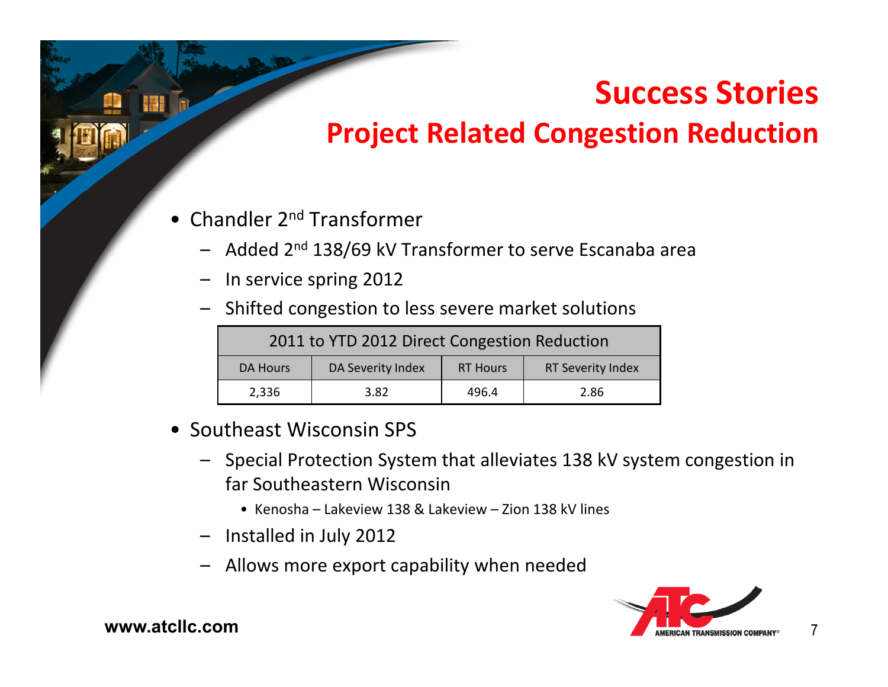# Success Stories

## Project Related Congestion Reduction

- Chandler 2nd Transformer
  - Added 2nd 138/69 kV Transformer to serve Escanaba area
  - In service spring 2012
  - Shifted congestion to less severe market solutions

| 2011 to YTD 2012 Direct Congestion Reduction | | | |
|---|---|---|---|
| DA Hours | DA Severity Index | RT Hours | RT Severity Index |
| 2,336 | 3.82 | 496.4 | 2.86 |

- Southeast Wisconsin SPS
  - Special Protection System that alleviates 138 kV system congestion in far Southeastern Wisconsin
    - Kenosha – Lakeview 138 & Lakeview – Zion 138 kV lines
  - Installed in July 2012
  - Allows more export capability when needed

www.atcllc.com

AMERICAN TRANSMISSION COMPANY®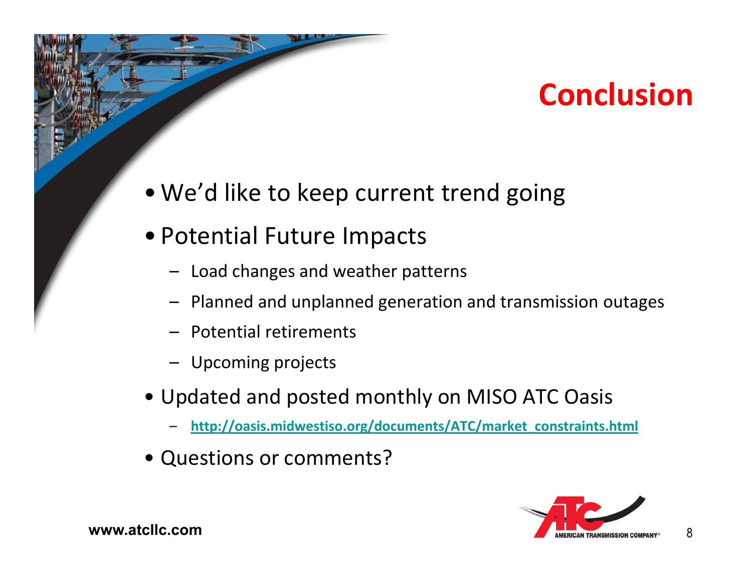# Conclusion

- We'd like to keep current trend going
- Potential Future Impacts
  - Load changes and weather patterns
  - Planned and unplanned generation and transmission outages
  - Potential retirements
  - Upcoming projects
- Updated and posted monthly on MISO ATC Oasis
  - **http://oasis.midwestiso.org/documents/ATC/market_constraints.html**
- Questions or comments?

www.atcllc.com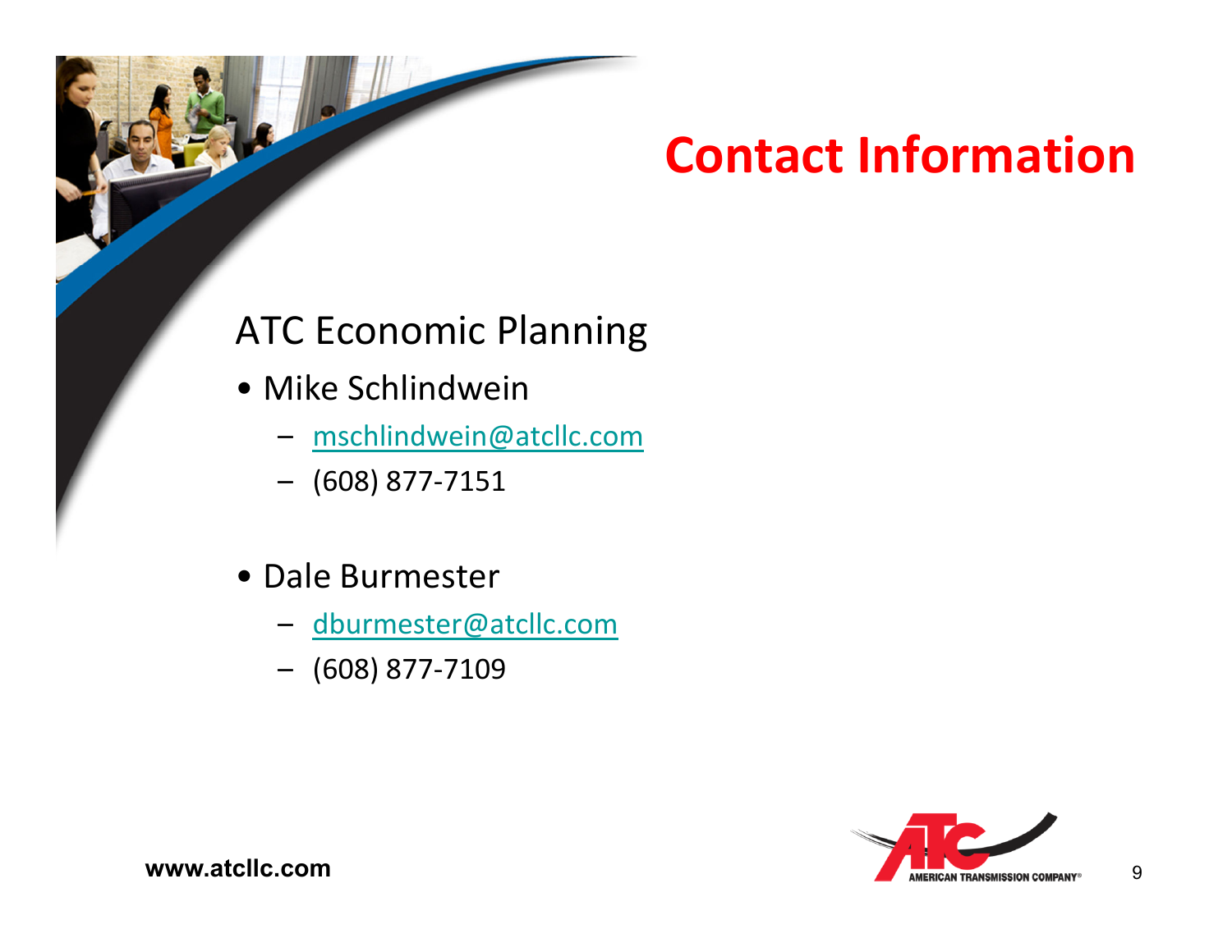# Contact Information

ATC Economic Planning

- Mike Schlindwein
  - mschlindwein@atcllc.com
  - (608) 877-7151

- Dale Burmester
  - dburmester@atcllc.com
  - (608) 877-7109

www.atcllc.com